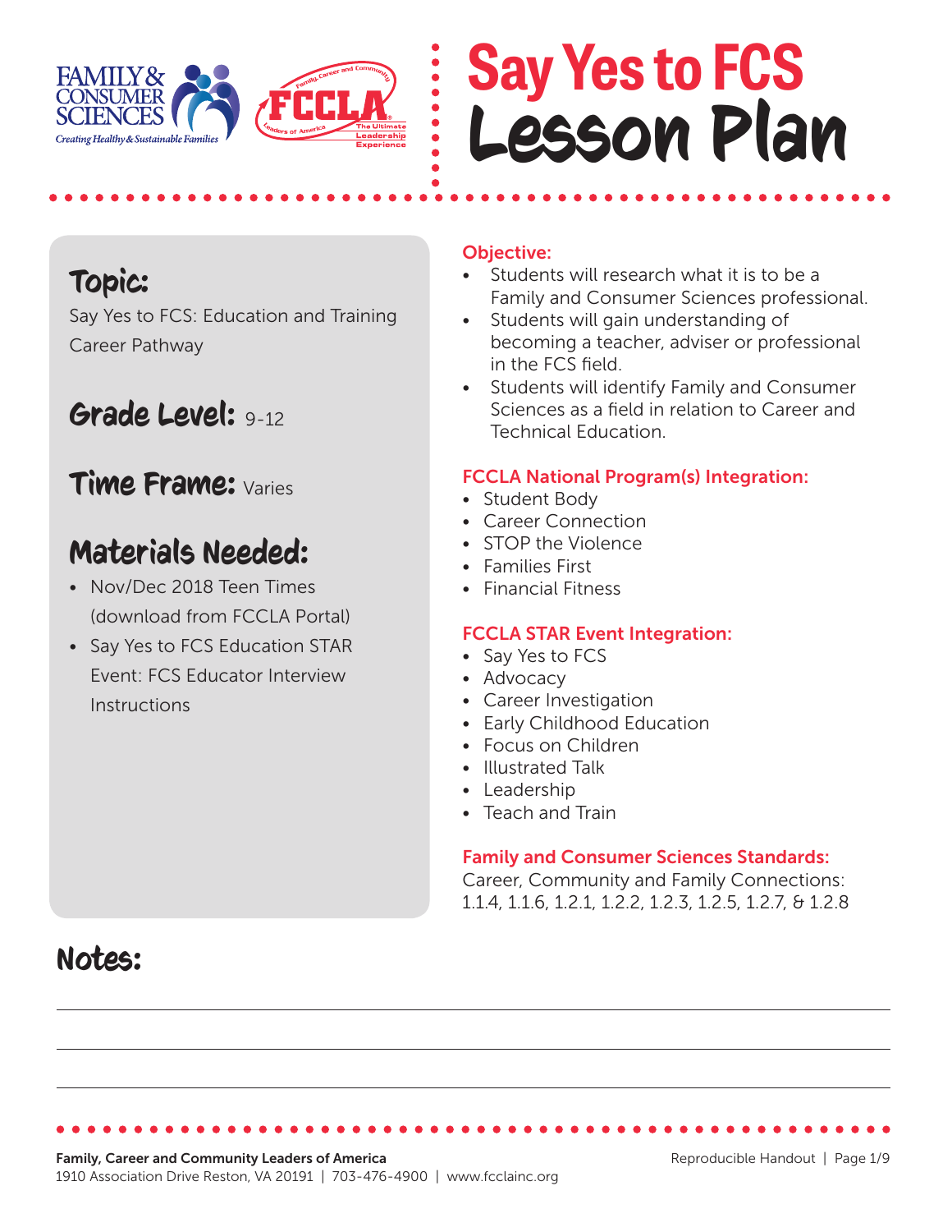# Say Yes to FCS Lesson Plan

## Topic:

Say Yes to FCS: Education and Training Career Pathway

## Grade Level: 9-12

## Time Frame: Varies

## Materials Needed:

- Nov/Dec 2018 Teen Times (download from FCCLA Portal)
- Say Yes to FCS Education STAR Event: FCS Educator Interview Instructions

### Objective:

- Students will research what it is to be a Family and Consumer Sciences professional.
- Students will gain understanding of becoming a teacher, adviser or professional in the FCS field.
- Students will identify Family and Consumer Sciences as a field in relation to Career and Technical Education.

### FCCLA National Program(s) Integration:

- Student Body
- Career Connection
- STOP the Violence
- Families First
- Financial Fitness

### FCCLA STAR Event Integration:

- Say Yes to FCS
- Advocacy
- Career Investigation
- Early Childhood Education
- Focus on Children
- Illustrated Talk
- Leadership
- Teach and Train

### Family and Consumer Sciences Standards:

Career, Community and Family Connections: 1.1.4, 1.1.6, 1.2.1, 1.2.2, 1.2.3, 1.2.5, 1.2.7, & 1.2.8

## Notes:

Family, Career and Community Leaders of America
1910 Association Drive Reston, VA 20191 | 703-476-4900 | www.fcclainc.org

Reproducible Handout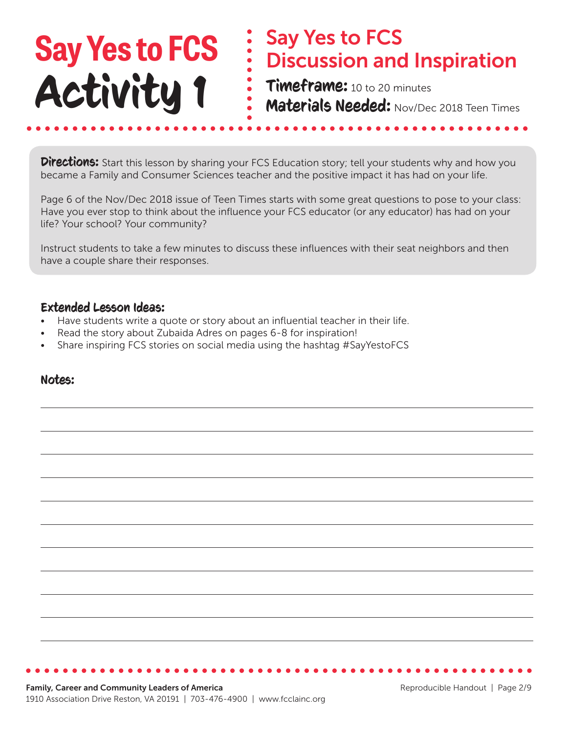# Say Yes to FCS Activity 1

## Say Yes to FCS Discussion and Inspiration

**Timeframe:** 10 to 20 minutes

**Materials Needed:** Nov/Dec 2018 Teen Times

**Directions:** Start this lesson by sharing your FCS Education story; tell your students why and how you became a Family and Consumer Sciences teacher and the positive impact it has had on your life.

Page 6 of the Nov/Dec 2018 issue of Teen Times starts with some great questions to pose to your class: Have you ever stop to think about the influence your FCS educator (or any educator) has had on your life? Your school? Your community?

Instruct students to take a few minutes to discuss these influences with their seat neighbors and then have a couple share their responses.

### Extended Lesson Ideas:

- Have students write a quote or story about an influential teacher in their life.
- Read the story about Zubaida Adres on pages 6-8 for inspiration!
- Share inspiring FCS stories on social media using the hashtag #SayYestoFCS

### Notes:

**Family, Career and Community Leaders of America**
1910 Association Drive Reston, VA 20191 | 703-476-4900 | www.fcclainc.org

Reproducible Handout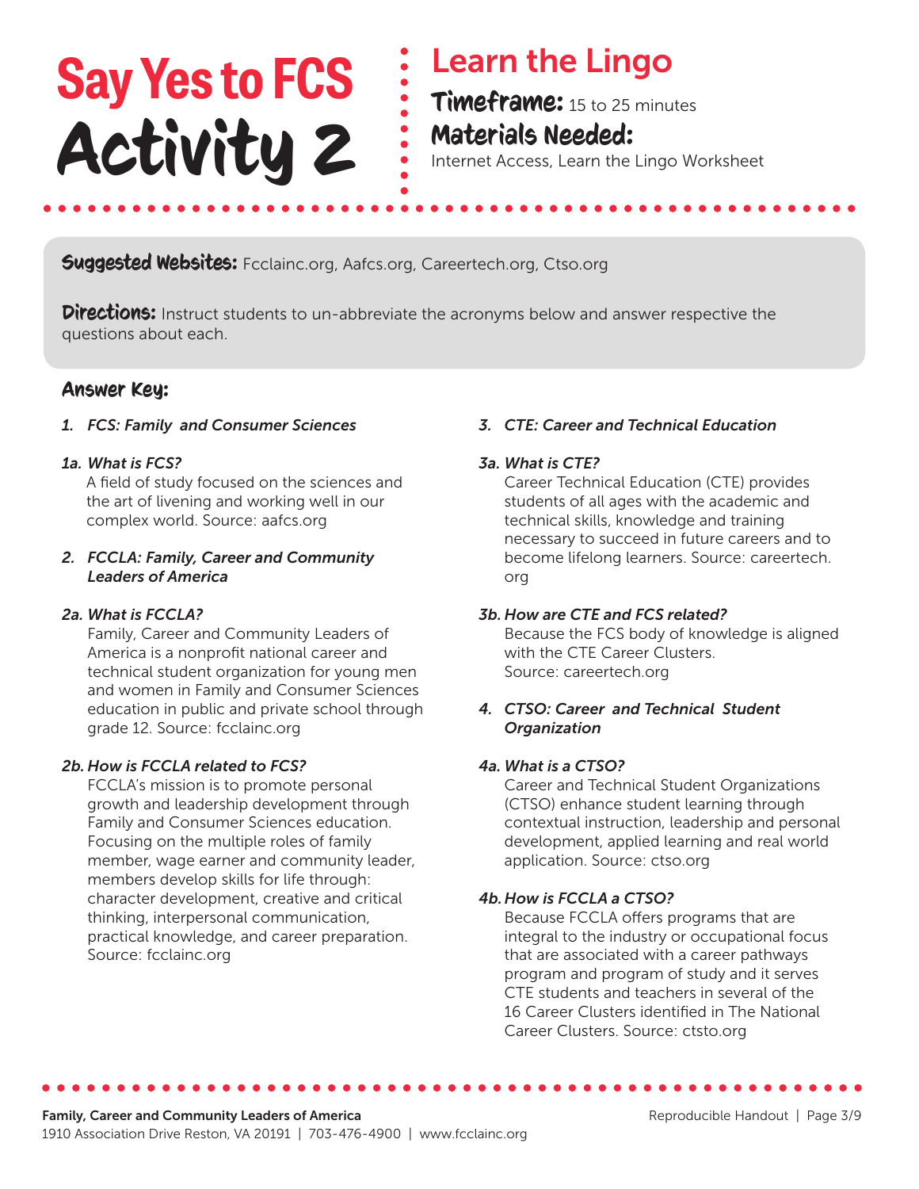# Say Yes to FCS Activity 2

## Learn the Lingo

**Timeframe:** 15 to 25 minutes

**Materials Needed:**
Internet Access, Learn the Lingo Worksheet

**Suggested Websites:** Fcclainc.org, Aafcs.org, Careertech.org, Ctso.org

**Directions:** Instruct students to un-abbreviate the acronyms below and answer respective the questions about each.

### Answer Key:

1. ***FCS: Family and Consumer Sciences***

*1a. What is FCS?*
A field of study focused on the sciences and the art of livening and working well in our complex world. Source: aafcs.org

2. ***FCCLA: Family, Career and Community Leaders of America***

*2a. What is FCCLA?*
Family, Career and Community Leaders of America is a nonprofit national career and technical student organization for young men and women in Family and Consumer Sciences education in public and private school through grade 12. Source: fcclainc.org

*2b. How is FCCLA related to FCS?*
FCCLA's mission is to promote personal growth and leadership development through Family and Consumer Sciences education. Focusing on the multiple roles of family member, wage earner and community leader, members develop skills for life through: character development, creative and critical thinking, interpersonal communication, practical knowledge, and career preparation. Source: fcclainc.org

3. ***CTE: Career and Technical Education***

*3a. What is CTE?*
Career Technical Education (CTE) provides students of all ages with the academic and technical skills, knowledge and training necessary to succeed in future careers and to become lifelong learners. Source: careertech.org

*3b. How are CTE and FCS related?*
Because the FCS body of knowledge is aligned with the CTE Career Clusters.
Source: careertech.org

4. ***CTSO: Career and Technical Student Organization***

*4a. What is a CTSO?*
Career and Technical Student Organizations (CTSO) enhance student learning through contextual instruction, leadership and personal development, applied learning and real world application. Source: ctso.org

*4b. How is FCCLA a CTSO?*
Because FCCLA offers programs that are integral to the industry or occupational focus that are associated with a career pathways program and program of study and it serves CTE students and teachers in several of the 16 Career Clusters identified in The National Career Clusters. Source: ctsto.org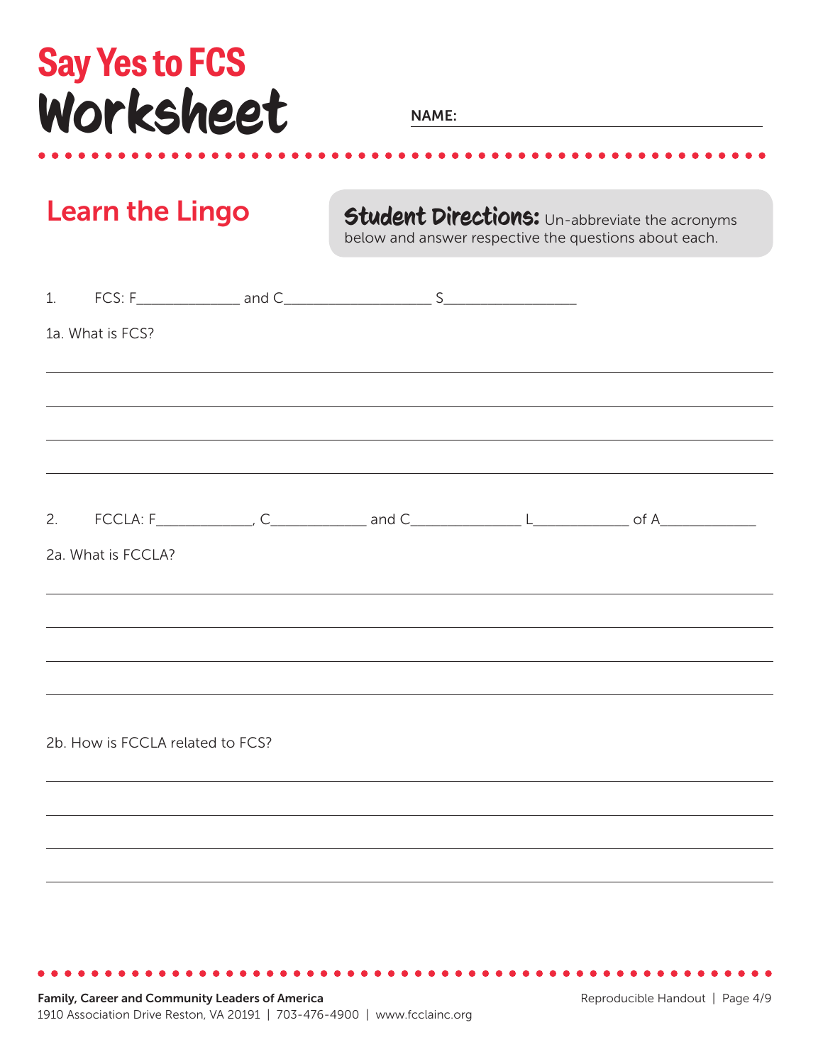# Say Yes to FCS
# Worksheet

**NAME:** ______________________________

## Learn the Lingo

**Student Directions:** Un-abbreviate the acronyms below and answer respective the questions about each.

1. FCS: F_____________ and C__________________ S________________

1a. What is FCS?

______________________________________________________________________

______________________________________________________________________

______________________________________________________________________

______________________________________________________________________

2. FCCLA: F___________, C___________ and C_____________ L___________ of A___________

2a. What is FCCLA?

______________________________________________________________________

______________________________________________________________________

______________________________________________________________________

______________________________________________________________________

2b. How is FCCLA related to FCS?

______________________________________________________________________

______________________________________________________________________

______________________________________________________________________

______________________________________________________________________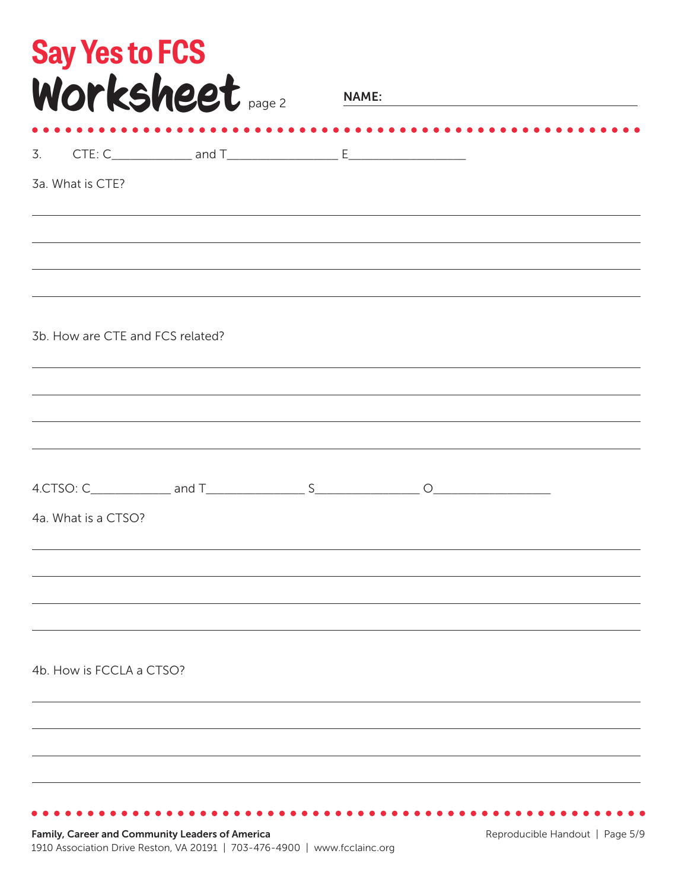# Say Yes to FCS Worksheet page 2

**NAME:** ________________________________

3. CTE: C____________ and T________________ E__________________

3a. What is CTE?

_______________________________________________________________

_______________________________________________________________

_______________________________________________________________

_______________________________________________________________

3b. How are CTE and FCS related?

_______________________________________________________________

_______________________________________________________________

_______________________________________________________________

_______________________________________________________________

4.CTSO: C____________ and T_______________ S________________ O__________________

4a. What is a CTSO?

_______________________________________________________________

_______________________________________________________________

_______________________________________________________________

_______________________________________________________________

4b. How is FCCLA a CTSO?

_______________________________________________________________

_______________________________________________________________

_______________________________________________________________

_______________________________________________________________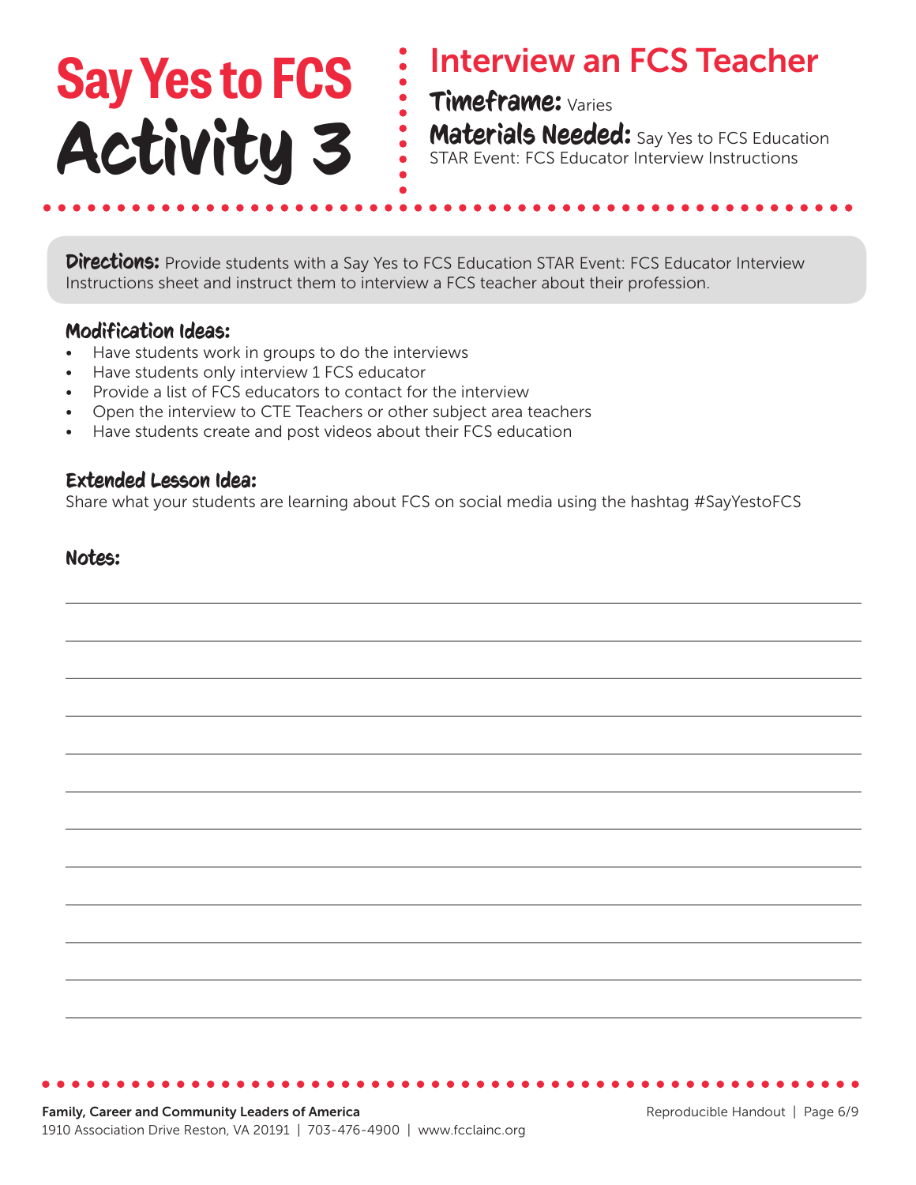# Say Yes to FCS Activity 3

## Interview an FCS Teacher

**Timeframe:** Varies

**Materials Needed:** Say Yes to FCS Education STAR Event: FCS Educator Interview Instructions

**Directions:** Provide students with a Say Yes to FCS Education STAR Event: FCS Educator Interview Instructions sheet and instruct them to interview a FCS teacher about their profession.

### Modification Ideas:

- Have students work in groups to do the interviews
- Have students only interview 1 FCS educator
- Provide a list of FCS educators to contact for the interview
- Open the interview to CTE Teachers or other subject area teachers
- Have students create and post videos about their FCS education

### Extended Lesson Idea:

Share what your students are learning about FCS on social media using the hashtag #SayYestoFCS

### Notes:

**Family, Career and Community Leaders of America**
1910 Association Drive Reston, VA 20191 | 703-476-4900 | www.fcclainc.org

Reproducible Handout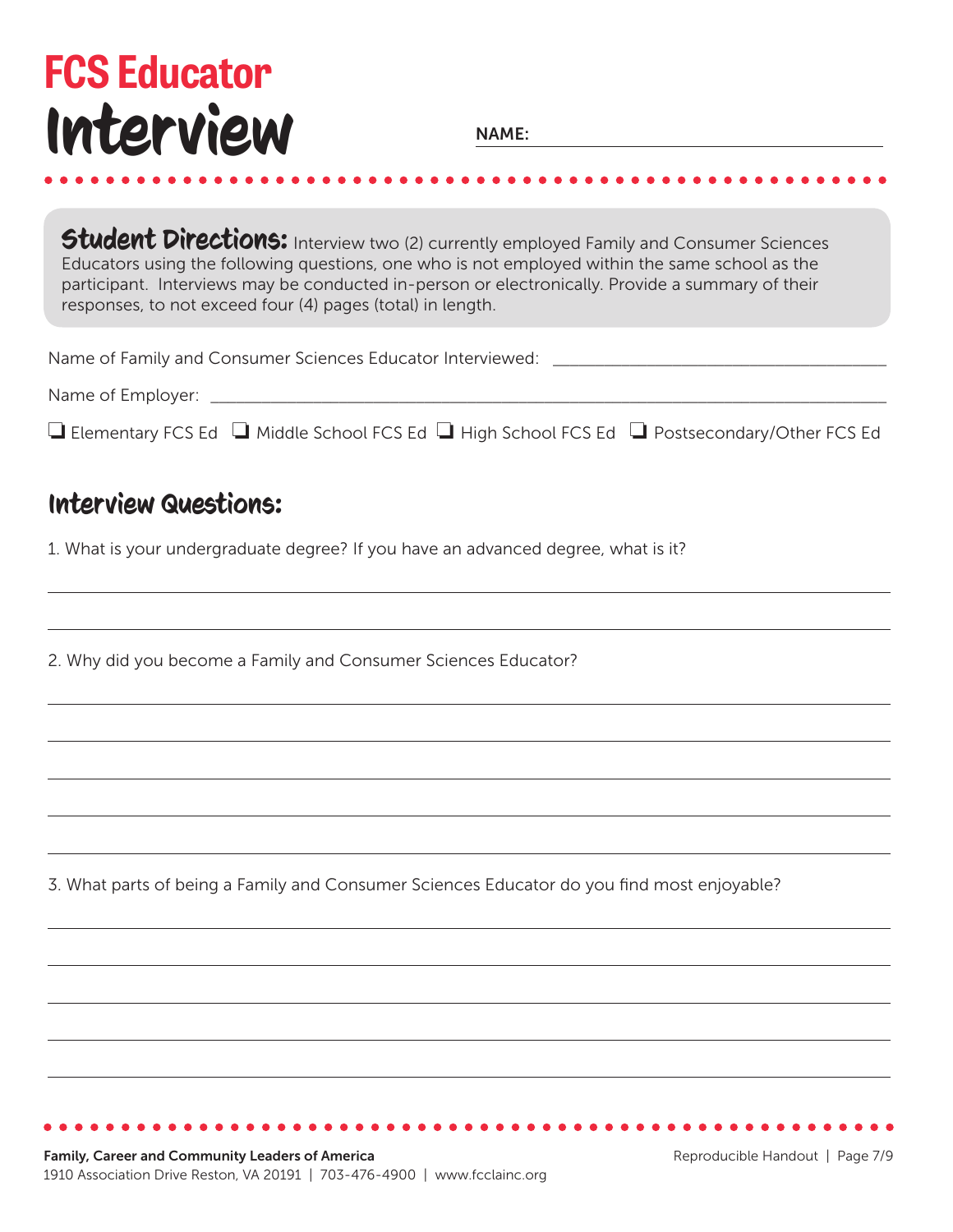# FCS Educator Interview

**NAME:** ______________________________

**Student Directions:** Interview two (2) currently employed Family and Consumer Sciences Educators using the following questions, one who is not employed within the same school as the participant. Interviews may be conducted in-person or electronically. Provide a summary of their responses, to not exceed four (4) pages (total) in length.

Name of Family and Consumer Sciences Educator Interviewed: ______________________________

Name of Employer: ______________________________

❑ Elementary FCS Ed ❑ Middle School FCS Ed ❑ High School FCS Ed ❑ Postsecondary/Other FCS Ed

## Interview Questions:

1. What is your undergraduate degree? If you have an advanced degree, what is it?

______________________________

______________________________

2. Why did you become a Family and Consumer Sciences Educator?

______________________________

______________________________

______________________________

______________________________

______________________________

3. What parts of being a Family and Consumer Sciences Educator do you find most enjoyable?

______________________________

______________________________

______________________________

______________________________

______________________________

**Family, Career and Community Leaders of America**
1910 Association Drive Reston, VA 20191 | 703-476-4900 | www.fcclainc.org

Reproducible Handout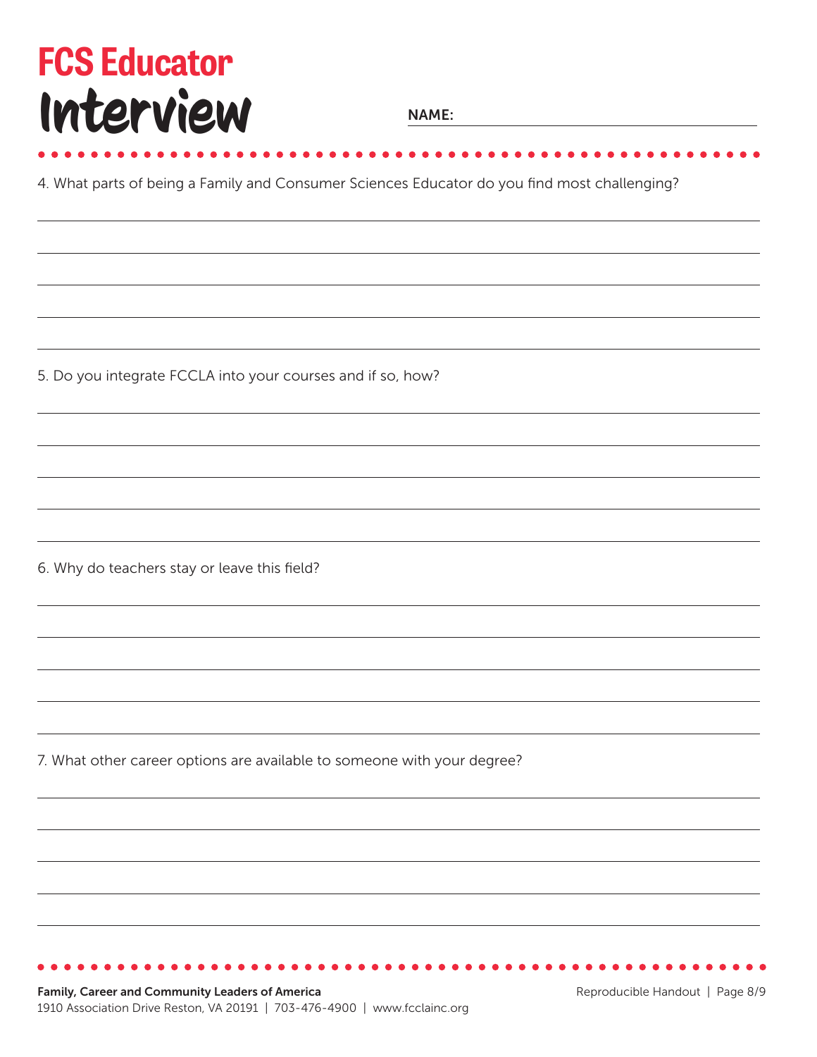# FCS Educator Interview

**NAME:** ______________________________

4. What parts of being a Family and Consumer Sciences Educator do you find most challenging?

5. Do you integrate FCCLA into your courses and if so, how?

6. Why do teachers stay or leave this field?

7. What other career options are available to someone with your degree?

**Family, Career and Community Leaders of America**
1910 Association Drive Reston, VA 20191 | 703-476-4900 | www.fcclainc.org

Reproducible Handout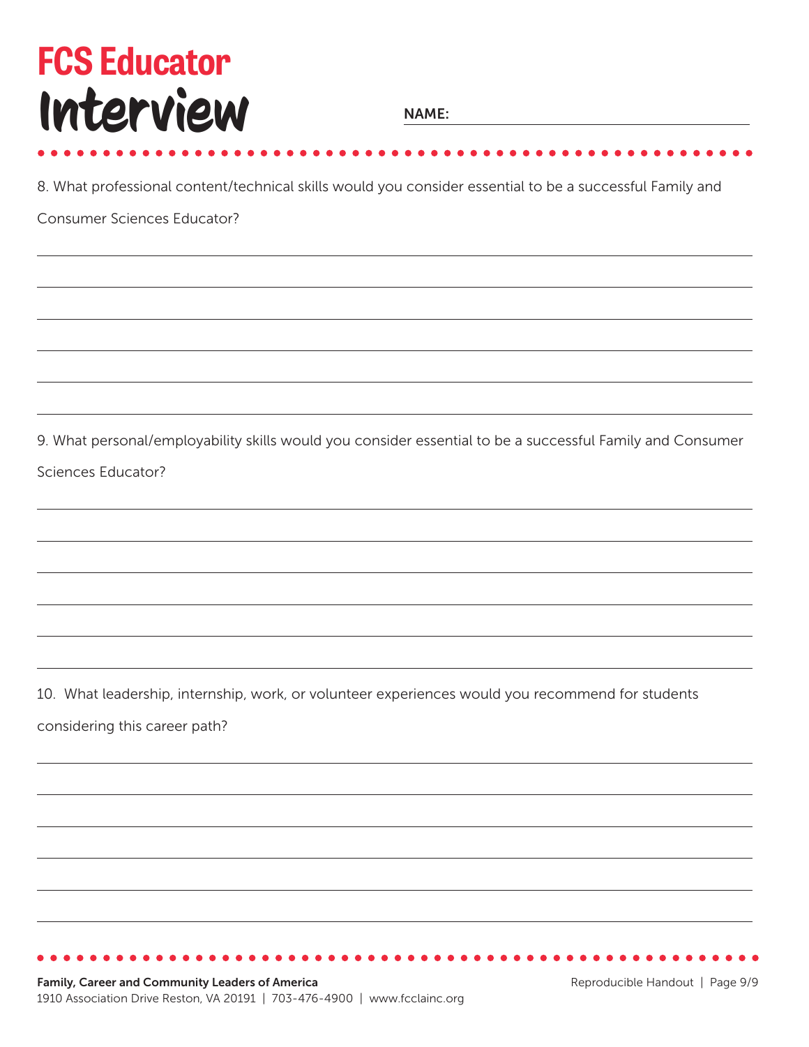# FCS Educator Interview

**NAME:** ______________________________

8. What professional content/technical skills would you consider essential to be a successful Family and Consumer Sciences Educator?

9. What personal/employability skills would you consider essential to be a successful Family and Consumer Sciences Educator?

10. What leadership, internship, work, or volunteer experiences would you recommend for students considering this career path?

**Family, Career and Community Leaders of America**
1910 Association Drive Reston, VA 20191 | 703-476-4900 | www.fcclainc.org

Reproducible Handout